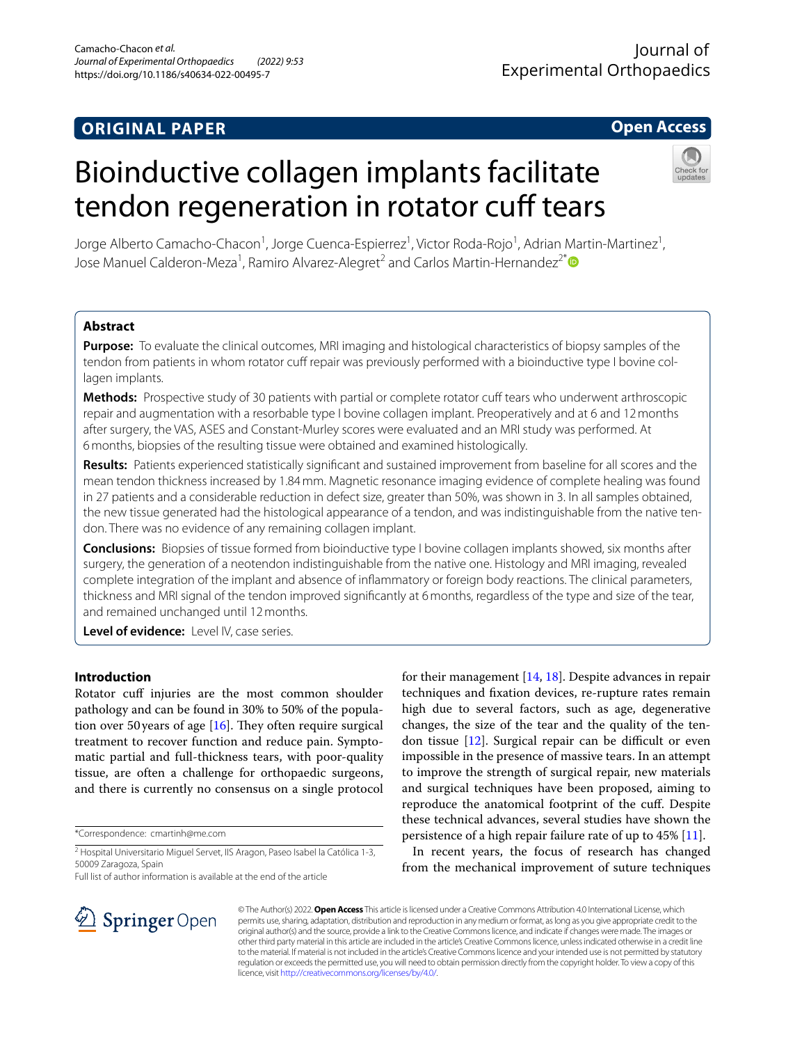ORIGINAL PAPER

Open Access

# Bioinductive collagen implants facilitate tendon regeneration in rotator cuff tears

Jorge Alberto Camacho-Chacon[1], Jorge Cuenca-Espierrez[1], Victor Roda-Rojo[1], Adrian Martin-Martinez[1], Jose Manuel Calderon-Meza[1], Ramiro Alvarez-Alegret[2] and Carlos Martin-Hernandez[2*]

## Abstract

**Purpose:** To evaluate the clinical outcomes, MRI imaging and histological characteristics of biopsy samples of the tendon from patients in whom rotator cuff repair was previously performed with a bioinductive type I bovine collagen implants.

**Methods:** Prospective study of 30 patients with partial or complete rotator cuff tears who underwent arthroscopic repair and augmentation with a resorbable type I bovine collagen implant. Preoperatively and at 6 and 12 months after surgery, the VAS, ASES and Constant-Murley scores were evaluated and an MRI study was performed. At 6 months, biopsies of the resulting tissue were obtained and examined histologically.

**Results:** Patients experienced statistically significant and sustained improvement from baseline for all scores and the mean tendon thickness increased by 1.84 mm. Magnetic resonance imaging evidence of complete healing was found in 27 patients and a considerable reduction in defect size, greater than 50%, was shown in 3. In all samples obtained, the new tissue generated had the histological appearance of a tendon, and was indistinguishable from the native tendon. There was no evidence of any remaining collagen implant.

**Conclusions:** Biopsies of tissue formed from bioinductive type I bovine collagen implants showed, six months after surgery, the generation of a neotendon indistinguishable from the native one. Histology and MRI imaging, revealed complete integration of the implant and absence of inflammatory or foreign body reactions. The clinical parameters, thickness and MRI signal of the tendon improved significantly at 6 months, regardless of the type and size of the tear, and remained unchanged until 12 months.

**Level of evidence:** Level IV, case series.

## Introduction

Rotator cuff injuries are the most common shoulder pathology and can be found in 30% to 50% of the population over 50 years of age [16]. They often require surgical treatment to recover function and reduce pain. Symptomatic partial and full-thickness tears, with poor-quality tissue, are often a challenge for orthopaedic surgeons, and there is currently no consensus on a single protocol for their management [14, 18]. Despite advances in repair techniques and fixation devices, re-rupture rates remain high due to several factors, such as age, degenerative changes, the size of the tear and the quality of the tendon tissue [12]. Surgical repair can be difficult or even impossible in the presence of massive tears. In an attempt to improve the strength of surgical repair, new materials and surgical techniques have been proposed, aiming to reproduce the anatomical footprint of the cuff. Despite these technical advances, several studies have shown the persistence of a high repair failure rate of up to 45% [11].

In recent years, the focus of research has changed from the mechanical improvement of suture techniques

*Correspondence: cmartinh@me.com

[2] Hospital Universitario Miguel Servet, IIS Aragon, Paseo Isabel la Católica 1-3, 50009 Zaragoza, Spain

Full list of author information is available at the end of the article

© The Author(s) 2022. **Open Access** This article is licensed under a Creative Commons Attribution 4.0 International License, which permits use, sharing, adaptation, distribution and reproduction in any medium or format, as long as you give appropriate credit to the original author(s) and the source, provide a link to the Creative Commons licence, and indicate if changes were made. The images or other third party material in this article are included in the article's Creative Commons licence, unless indicated otherwise in a credit line to the material. If material is not included in the article's Creative Commons licence and your intended use is not permitted by statutory regulation or exceeds the permitted use, you will need to obtain permission directly from the copyright holder. To view a copy of this licence, visit http://creativecommons.org/licenses/by/4.0/.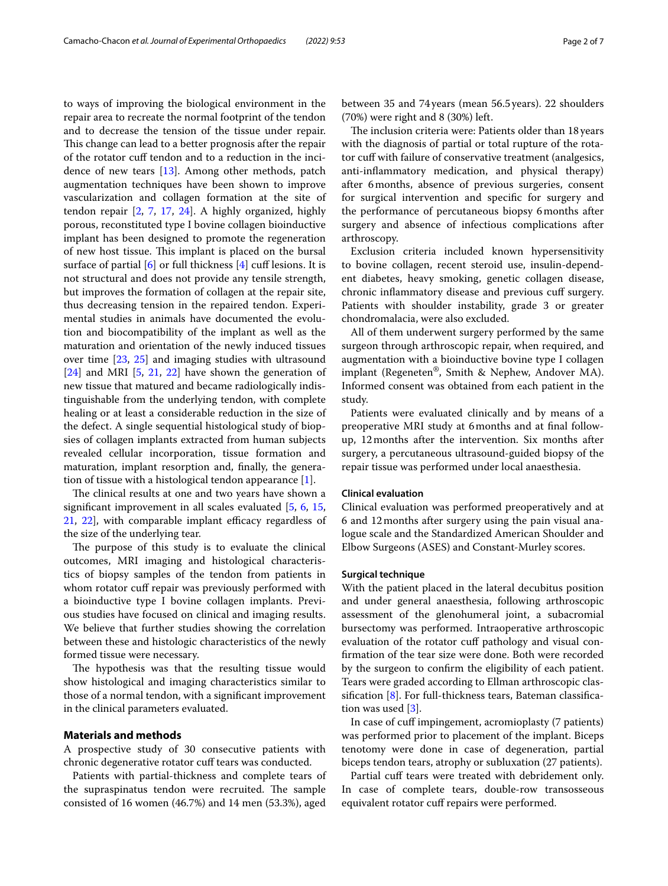to ways of improving the biological environment in the repair area to recreate the normal footprint of the tendon and to decrease the tension of the tissue under repair. This change can lead to a better prognosis after the repair of the rotator cuff tendon and to a reduction in the incidence of new tears [13]. Among other methods, patch augmentation techniques have been shown to improve vascularization and collagen formation at the site of tendon repair [2, 7, 17, 24]. A highly organized, highly porous, reconstituted type I bovine collagen bioinductive implant has been designed to promote the regeneration of new host tissue. This implant is placed on the bursal surface of partial [6] or full thickness [4] cuff lesions. It is not structural and does not provide any tensile strength, but improves the formation of collagen at the repair site, thus decreasing tension in the repaired tendon. Experimental studies in animals have documented the evolution and biocompatibility of the implant as well as the maturation and orientation of the newly induced tissues over time [23, 25] and imaging studies with ultrasound [24] and MRI [5, 21, 22] have shown the generation of new tissue that matured and became radiologically indistinguishable from the underlying tendon, with complete healing or at least a considerable reduction in the size of the defect. A single sequential histological study of biopsies of collagen implants extracted from human subjects revealed cellular incorporation, tissue formation and maturation, implant resorption and, finally, the generation of tissue with a histological tendon appearance [1].

The clinical results at one and two years have shown a significant improvement in all scales evaluated [5, 6, 15, 21, 22], with comparable implant efficacy regardless of the size of the underlying tear.

The purpose of this study is to evaluate the clinical outcomes, MRI imaging and histological characteristics of biopsy samples of the tendon from patients in whom rotator cuff repair was previously performed with a bioinductive type I bovine collagen implants. Previous studies have focused on clinical and imaging results. We believe that further studies showing the correlation between these and histologic characteristics of the newly formed tissue were necessary.

The hypothesis was that the resulting tissue would show histological and imaging characteristics similar to those of a normal tendon, with a significant improvement in the clinical parameters evaluated.

## Materials and methods

A prospective study of 30 consecutive patients with chronic degenerative rotator cuff tears was conducted.

Patients with partial-thickness and complete tears of the supraspinatus tendon were recruited. The sample consisted of 16 women (46.7%) and 14 men (53.3%), aged between 35 and 74 years (mean 56.5 years). 22 shoulders (70%) were right and 8 (30%) left.

The inclusion criteria were: Patients older than 18 years with the diagnosis of partial or total rupture of the rotator cuff with failure of conservative treatment (analgesics, anti-inflammatory medication, and physical therapy) after 6 months, absence of previous surgeries, consent for surgical intervention and specific for surgery and the performance of percutaneous biopsy 6 months after surgery and absence of infectious complications after arthroscopy.

Exclusion criteria included known hypersensitivity to bovine collagen, recent steroid use, insulin-dependent diabetes, heavy smoking, genetic collagen disease, chronic inflammatory disease and previous cuff surgery. Patients with shoulder instability, grade 3 or greater chondromalacia, were also excluded.

All of them underwent surgery performed by the same surgeon through arthroscopic repair, when required, and augmentation with a bioinductive bovine type I collagen implant (Regeneten®, Smith & Nephew, Andover MA). Informed consent was obtained from each patient in the study.

Patients were evaluated clinically and by means of a preoperative MRI study at 6 months and at final follow-up, 12 months after the intervention. Six months after surgery, a percutaneous ultrasound-guided biopsy of the repair tissue was performed under local anaesthesia.

### Clinical evaluation

Clinical evaluation was performed preoperatively and at 6 and 12 months after surgery using the pain visual analogue scale and the Standardized American Shoulder and Elbow Surgeons (ASES) and Constant-Murley scores.

### Surgical technique

With the patient placed in the lateral decubitus position and under general anaesthesia, following arthroscopic assessment of the glenohumeral joint, a subacromial bursectomy was performed. Intraoperative arthroscopic evaluation of the rotator cuff pathology and visual confirmation of the tear size were done. Both were recorded by the surgeon to confirm the eligibility of each patient. Tears were graded according to Ellman arthroscopic classification [8]. For full-thickness tears, Bateman classification was used [3].

In case of cuff impingement, acromioplasty (7 patients) was performed prior to placement of the implant. Biceps tenotomy were done in case of degeneration, partial biceps tendon tears, atrophy or subluxation (27 patients).

Partial cuff tears were treated with debridement only. In case of complete tears, double-row transosseous equivalent rotator cuff repairs were performed.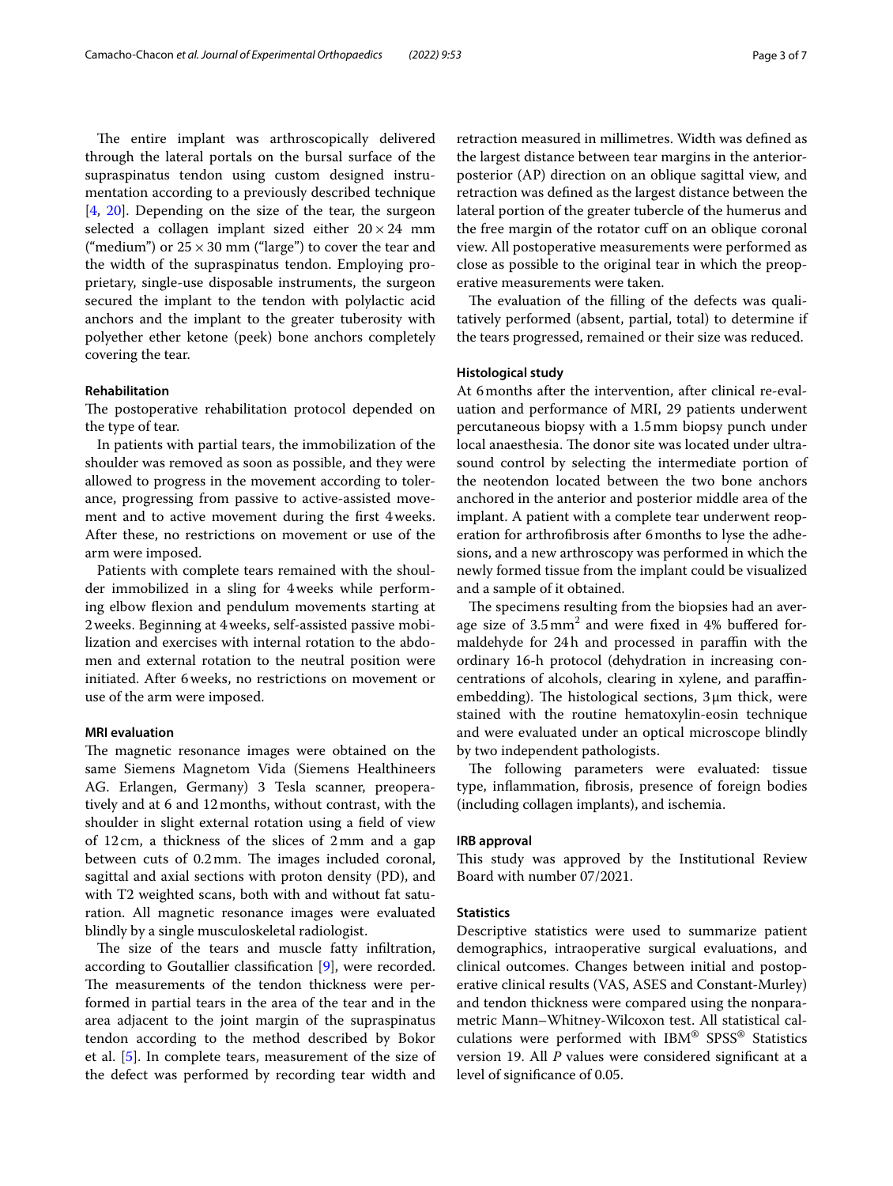The entire implant was arthroscopically delivered through the lateral portals on the bursal surface of the supraspinatus tendon using custom designed instrumentation according to a previously described technique [4, 20]. Depending on the size of the tear, the surgeon selected a collagen implant sized either $20 \times 24$ mm ("medium") or $25 \times 30$ mm ("large") to cover the tear and the width of the supraspinatus tendon. Employing proprietary, single-use disposable instruments, the surgeon secured the implant to the tendon with polylactic acid anchors and the implant to the greater tuberosity with polyether ether ketone (peek) bone anchors completely covering the tear.

### Rehabilitation

The postoperative rehabilitation protocol depended on the type of tear.

In patients with partial tears, the immobilization of the shoulder was removed as soon as possible, and they were allowed to progress in the movement according to tolerance, progressing from passive to active-assisted movement and to active movement during the first 4 weeks. After these, no restrictions on movement or use of the arm were imposed.

Patients with complete tears remained with the shoulder immobilized in a sling for 4 weeks while performing elbow flexion and pendulum movements starting at 2 weeks. Beginning at 4 weeks, self-assisted passive mobilization and exercises with internal rotation to the abdomen and external rotation to the neutral position were initiated. After 6 weeks, no restrictions on movement or use of the arm were imposed.

### MRI evaluation

The magnetic resonance images were obtained on the same Siemens Magnetom Vida (Siemens Healthineers AG. Erlangen, Germany) 3 Tesla scanner, preoperatively and at 6 and 12 months, without contrast, with the shoulder in slight external rotation using a field of view of 12 cm, a thickness of the slices of 2 mm and a gap between cuts of 0.2 mm. The images included coronal, sagittal and axial sections with proton density (PD), and with T2 weighted scans, both with and without fat saturation. All magnetic resonance images were evaluated blindly by a single musculoskeletal radiologist.

The size of the tears and muscle fatty infiltration, according to Goutallier classification [9], were recorded. The measurements of the tendon thickness were performed in partial tears in the area of the tear and in the area adjacent to the joint margin of the supraspinatus tendon according to the method described by Bokor et al. [5]. In complete tears, measurement of the size of the defect was performed by recording tear width and retraction measured in millimetres. Width was defined as the largest distance between tear margins in the anterior-posterior (AP) direction on an oblique sagittal view, and retraction was defined as the largest distance between the lateral portion of the greater tubercle of the humerus and the free margin of the rotator cuff on an oblique coronal view. All postoperative measurements were performed as close as possible to the original tear in which the preoperative measurements were taken.

The evaluation of the filling of the defects was qualitatively performed (absent, partial, total) to determine if the tears progressed, remained or their size was reduced.

### Histological study

At 6 months after the intervention, after clinical re-evaluation and performance of MRI, 29 patients underwent percutaneous biopsy with a 1.5 mm biopsy punch under local anaesthesia. The donor site was located under ultrasound control by selecting the intermediate portion of the neotendon located between the two bone anchors anchored in the anterior and posterior middle area of the implant. A patient with a complete tear underwent reoperation for arthrofibrosis after 6 months to lyse the adhesions, and a new arthroscopy was performed in which the newly formed tissue from the implant could be visualized and a sample of it obtained.

The specimens resulting from the biopsies had an average size of 3.5 $mm^2$ and were fixed in 4% buffered formaldehyde for 24 h and processed in paraffin with the ordinary 16-h protocol (dehydration in increasing concentrations of alcohols, clearing in xylene, and paraffin-embedding). The histological sections, 3 μm thick, were stained with the routine hematoxylin-eosin technique and were evaluated under an optical microscope blindly by two independent pathologists.

The following parameters were evaluated: tissue type, inflammation, fibrosis, presence of foreign bodies (including collagen implants), and ischemia.

### IRB approval

This study was approved by the Institutional Review Board with number 07/2021.

### Statistics

Descriptive statistics were used to summarize patient demographics, intraoperative surgical evaluations, and clinical outcomes. Changes between initial and postoperative clinical results (VAS, ASES and Constant-Murley) and tendon thickness were compared using the nonparametric Mann–Whitney-Wilcoxon test. All statistical calculations were performed with IBM® SPSS® Statistics version 19. All *P* values were considered significant at a level of significance of 0.05.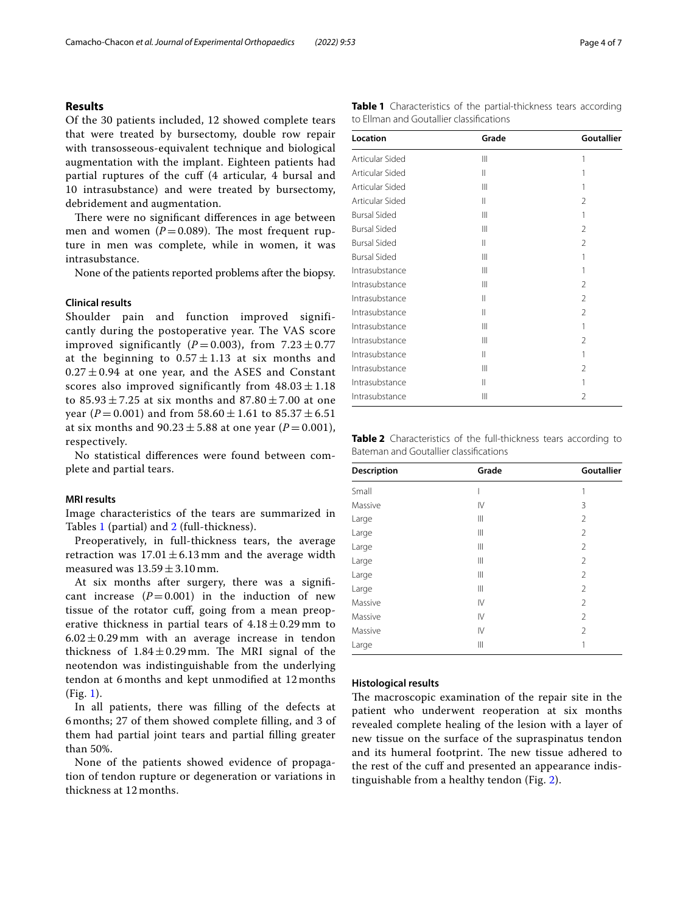## Results

Of the 30 patients included, 12 showed complete tears that were treated by bursectomy, double row repair with transosseous-equivalent technique and biological augmentation with the implant. Eighteen patients had partial ruptures of the cuff (4 articular, 4 bursal and 10 intrasubstance) and were treated by bursectomy, debridement and augmentation.

There were no significant differences in age between men and women ($P = 0.089$). The most frequent rupture in men was complete, while in women, it was intrasubstance.

None of the patients reported problems after the biopsy.

### Clinical results

Shoulder pain and function improved significantly during the postoperative year. The VAS score improved significantly ($P = 0.003$), from $7.23 \pm 0.77$ at the beginning to $0.57 \pm 1.13$ at six months and $0.27 \pm 0.94$ at one year, and the ASES and Constant scores also improved significantly from $48.03 \pm 1.18$ to $85.93 \pm 7.25$ at six months and $87.80 \pm 7.00$ at one year ($P = 0.001$) and from $58.60 \pm 1.61$ to $85.37 \pm 6.51$ at six months and $90.23 \pm 5.88$ at one year ($P = 0.001$), respectively.

No statistical differences were found between complete and partial tears.

### MRI results

Image characteristics of the tears are summarized in Tables 1 (partial) and 2 (full-thickness).

Preoperatively, in full-thickness tears, the average retraction was $17.01 \pm 6.13$ mm and the average width measured was $13.59 \pm 3.10$ mm.

At six months after surgery, there was a significant increase ($P = 0.001$) in the induction of new tissue of the rotator cuff, going from a mean preoperative thickness in partial tears of $4.18 \pm 0.29$ mm to $6.02 \pm 0.29$ mm with an average increase in tendon thickness of $1.84 \pm 0.29$ mm. The MRI signal of the neotendon was indistinguishable from the underlying tendon at 6 months and kept unmodified at 12 months (Fig. 1).

In all patients, there was filling of the defects at 6 months; 27 of them showed complete filling, and 3 of them had partial joint tears and partial filling greater than 50%.

None of the patients showed evidence of propagation of tendon rupture or degeneration or variations in thickness at 12 months.

**Table 1** Characteristics of the partial-thickness tears according to Ellman and Goutallier classifications

| Location | Grade | Goutallier |
|---|---|---|
| Articular Sided | III | 1 |
| Articular Sided | II | 1 |
| Articular Sided | III | 1 |
| Articular Sided | II | 2 |
| Bursal Sided | III | 1 |
| Bursal Sided | III | 2 |
| Bursal Sided | II | 2 |
| Bursal Sided | III | 1 |
| Intrasubstance | III | 1 |
| Intrasubstance | III | 2 |
| Intrasubstance | II | 2 |
| Intrasubstance | II | 2 |
| Intrasubstance | III | 1 |
| Intrasubstance | III | 2 |
| Intrasubstance | II | 1 |
| Intrasubstance | III | 2 |
| Intrasubstance | II | 1 |
| Intrasubstance | III | 2 |

**Table 2** Characteristics of the full-thickness tears according to Bateman and Goutallier classifications

| Description | Grade | Goutallier |
|---|---|---|
| Small | I | 1 |
| Massive | IV | 3 |
| Large | III | 2 |
| Large | III | 2 |
| Large | III | 2 |
| Large | III | 2 |
| Large | III | 2 |
| Large | III | 2 |
| Massive | IV | 2 |
| Massive | IV | 2 |
| Massive | IV | 2 |
| Large | III | 1 |

### Histological results

The macroscopic examination of the repair site in the patient who underwent reoperation at six months revealed complete healing of the lesion with a layer of new tissue on the surface of the supraspinatus tendon and its humeral footprint. The new tissue adhered to the rest of the cuff and presented an appearance indistinguishable from a healthy tendon (Fig. 2).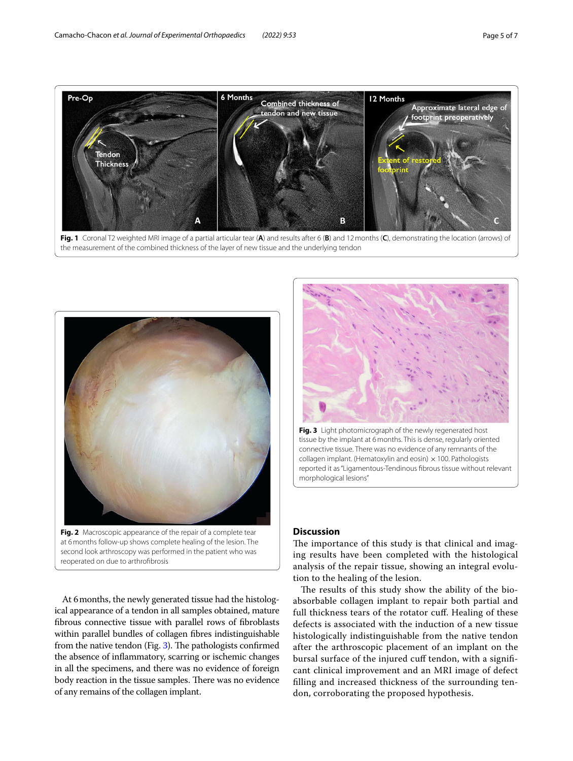Fig. 1 Coronal T2 weighted MRI image of a partial articular tear (**A**) and results after 6 (**B**) and 12 months (**C**), demonstrating the location (arrows) of the measurement of the combined thickness of the layer of new tissue and the underlying tendon

Fig. 2 Macroscopic appearance of the repair of a complete tear at 6 months follow-up shows complete healing of the lesion. The second look arthroscopy was performed in the patient who was reoperated on due to arthrofibrosis

Fig. 3 Light photomicrograph of the newly regenerated host tissue by the implant at 6 months. This is dense, regularly oriented connective tissue. There was no evidence of any remnants of the collagen implant. (Hematoxylin and eosin) × 100. Pathologists reported it as "Ligamentous-Tendinous fibrous tissue without relevant morphological lesions"

At 6 months, the newly generated tissue had the histological appearance of a tendon in all samples obtained, mature fibrous connective tissue with parallel rows of fibroblasts within parallel bundles of collagen fibres indistinguishable from the native tendon (Fig. 3). The pathologists confirmed the absence of inflammatory, scarring or ischemic changes in all the specimens, and there was no evidence of foreign body reaction in the tissue samples. There was no evidence of any remains of the collagen implant.

## Discussion

The importance of this study is that clinical and imaging results have been completed with the histological analysis of the repair tissue, showing an integral evolution to the healing of the lesion.

The results of this study show the ability of the bioabsorbable collagen implant to repair both partial and full thickness tears of the rotator cuff. Healing of these defects is associated with the induction of a new tissue histologically indistinguishable from the native tendon after the arthroscopic placement of an implant on the bursal surface of the injured cuff tendon, with a significant clinical improvement and an MRI image of defect filling and increased thickness of the surrounding tendon, corroborating the proposed hypothesis.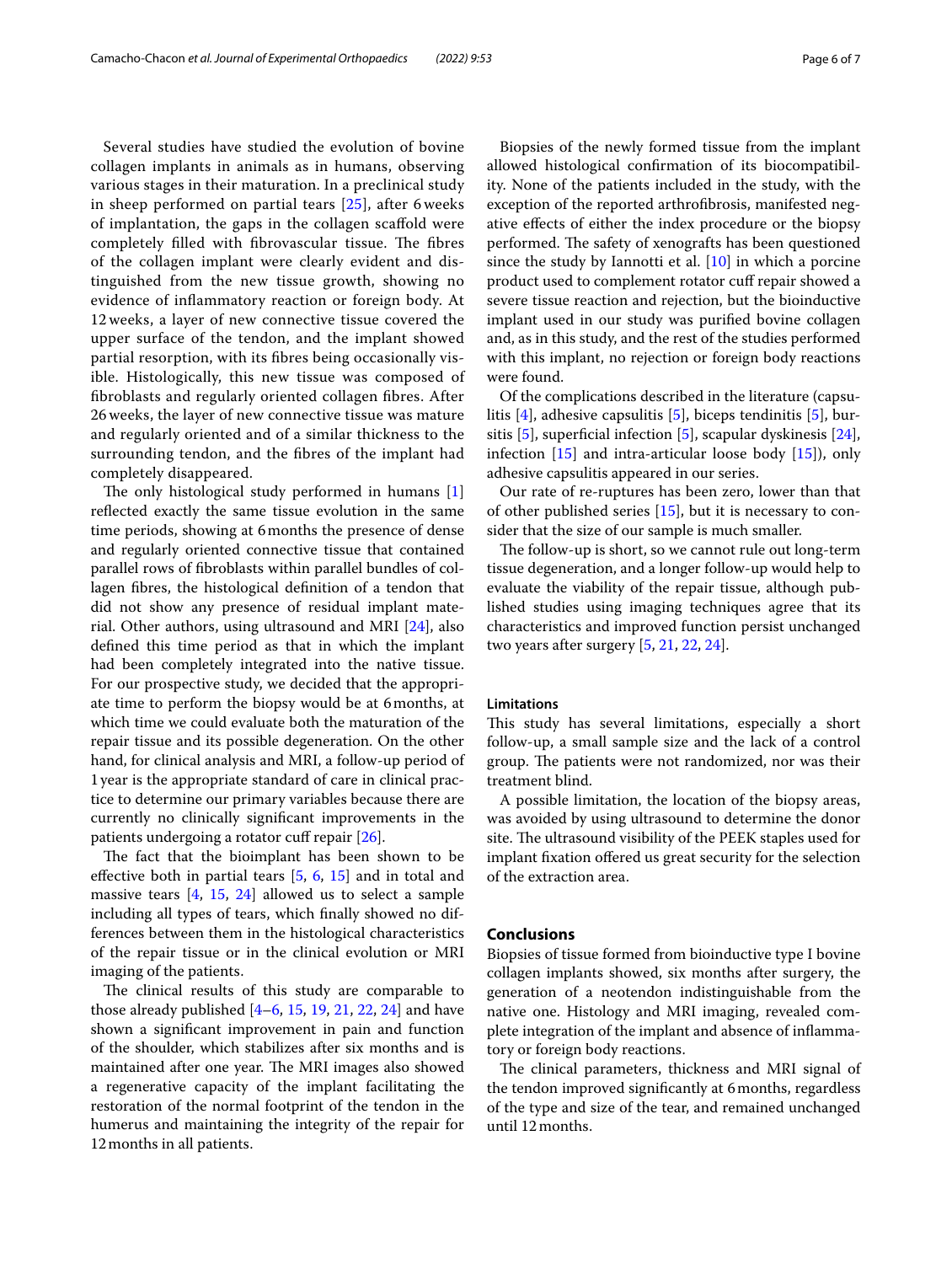Several studies have studied the evolution of bovine collagen implants in animals as in humans, observing various stages in their maturation. In a preclinical study in sheep performed on partial tears [25], after 6 weeks of implantation, the gaps in the collagen scaffold were completely filled with fibrovascular tissue. The fibres of the collagen implant were clearly evident and distinguished from the new tissue growth, showing no evidence of inflammatory reaction or foreign body. At 12 weeks, a layer of new connective tissue covered the upper surface of the tendon, and the implant showed partial resorption, with its fibres being occasionally visible. Histologically, this new tissue was composed of fibroblasts and regularly oriented collagen fibres. After 26 weeks, the layer of new connective tissue was mature and regularly oriented and of a similar thickness to the surrounding tendon, and the fibres of the implant had completely disappeared.

The only histological study performed in humans [1] reflected exactly the same tissue evolution in the same time periods, showing at 6 months the presence of dense and regularly oriented connective tissue that contained parallel rows of fibroblasts within parallel bundles of collagen fibres, the histological definition of a tendon that did not show any presence of residual implant material. Other authors, using ultrasound and MRI [24], also defined this time period as that in which the implant had been completely integrated into the native tissue. For our prospective study, we decided that the appropriate time to perform the biopsy would be at 6 months, at which time we could evaluate both the maturation of the repair tissue and its possible degeneration. On the other hand, for clinical analysis and MRI, a follow-up period of 1 year is the appropriate standard of care in clinical practice to determine our primary variables because there are currently no clinically significant improvements in the patients undergoing a rotator cuff repair [26].

The fact that the bioimplant has been shown to be effective both in partial tears [5, 6, 15] and in total and massive tears [4, 15, 24] allowed us to select a sample including all types of tears, which finally showed no differences between them in the histological characteristics of the repair tissue or in the clinical evolution or MRI imaging of the patients.

The clinical results of this study are comparable to those already published [4–6, 15, 19, 21, 22, 24] and have shown a significant improvement in pain and function of the shoulder, which stabilizes after six months and is maintained after one year. The MRI images also showed a regenerative capacity of the implant facilitating the restoration of the normal footprint of the tendon in the humerus and maintaining the integrity of the repair for 12 months in all patients.

Biopsies of the newly formed tissue from the implant allowed histological confirmation of its biocompatibility. None of the patients included in the study, with the exception of the reported arthrofibrosis, manifested negative effects of either the index procedure or the biopsy performed. The safety of xenografts has been questioned since the study by Iannotti et al. [10] in which a porcine product used to complement rotator cuff repair showed a severe tissue reaction and rejection, but the bioinductive implant used in our study was purified bovine collagen and, as in this study, and the rest of the studies performed with this implant, no rejection or foreign body reactions were found.

Of the complications described in the literature (capsulitis [4], adhesive capsulitis [5], biceps tendinitis [5], bursitis [5], superficial infection [5], scapular dyskinesis [24], infection [15] and intra-articular loose body [15]), only adhesive capsulitis appeared in our series.

Our rate of re-ruptures has been zero, lower than that of other published series [15], but it is necessary to consider that the size of our sample is much smaller.

The follow-up is short, so we cannot rule out long-term tissue degeneration, and a longer follow-up would help to evaluate the viability of the repair tissue, although published studies using imaging techniques agree that its characteristics and improved function persist unchanged two years after surgery [5, 21, 22, 24].

### Limitations

This study has several limitations, especially a short follow-up, a small sample size and the lack of a control group. The patients were not randomized, nor was their treatment blind.

A possible limitation, the location of the biopsy areas, was avoided by using ultrasound to determine the donor site. The ultrasound visibility of the PEEK staples used for implant fixation offered us great security for the selection of the extraction area.

## Conclusions

Biopsies of tissue formed from bioinductive type I bovine collagen implants showed, six months after surgery, the generation of a neotendon indistinguishable from the native one. Histology and MRI imaging, revealed complete integration of the implant and absence of inflammatory or foreign body reactions.

The clinical parameters, thickness and MRI signal of the tendon improved significantly at 6 months, regardless of the type and size of the tear, and remained unchanged until 12 months.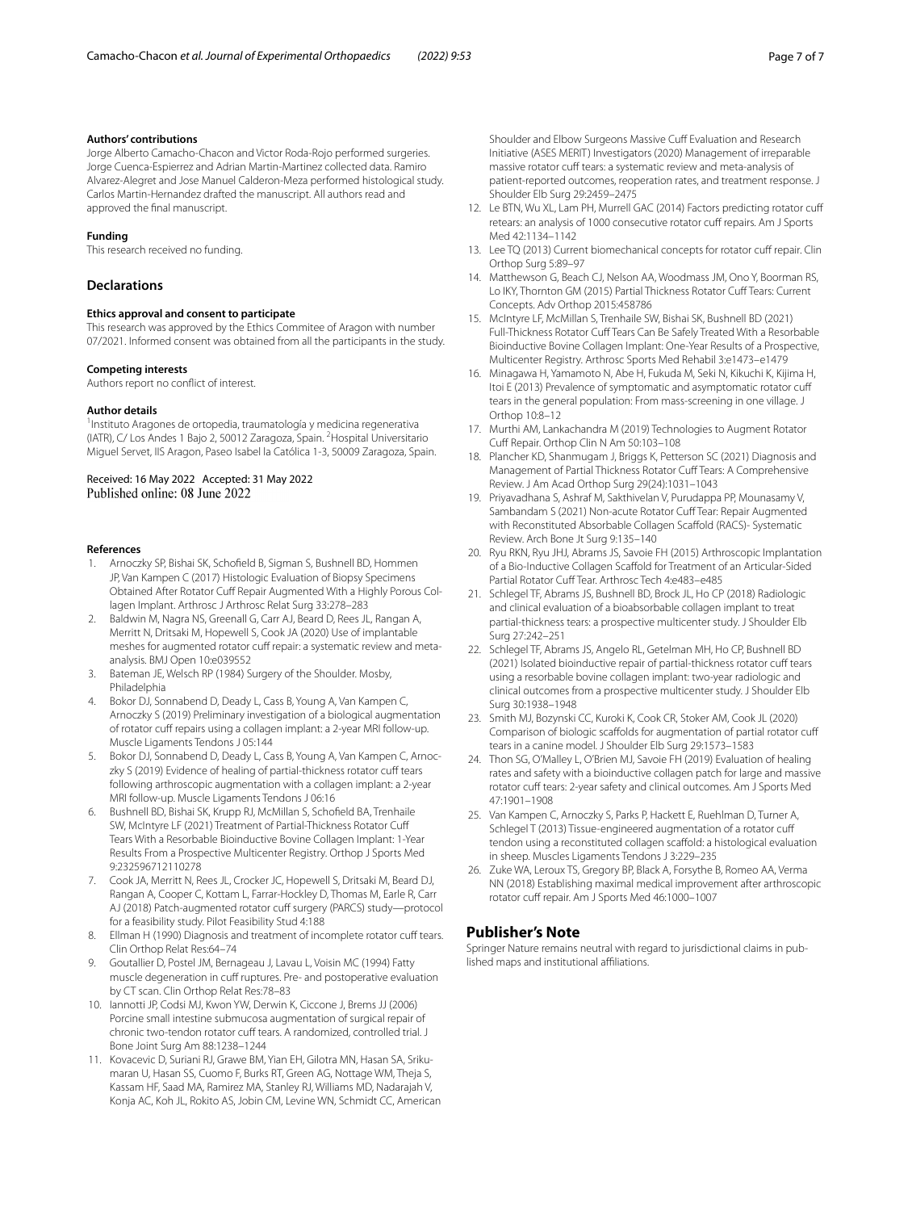#### Authors' contributions

Jorge Alberto Camacho-Chacon and Victor Roda-Rojo performed surgeries. Jorge Cuenca-Espierrez and Adrian Martin-Martinez collected data. Ramiro Alvarez-Alegret and Jose Manuel Calderon-Meza performed histological study. Carlos Martin-Hernandez drafted the manuscript. All authors read and approved the final manuscript.

#### Funding

This research received no funding.

### Declarations

#### Ethics approval and consent to participate

This research was approved by the Ethics Commitee of Aragon with number 07/2021. Informed consent was obtained from all the participants in the study.

#### Competing interests

Authors report no conflict of interest.

#### Author details

[1]Instituto Aragones de ortopedia, traumatología y medicina regenerativa (IATR), C/ Los Andes 1 Bajo 2, 50012 Zaragoza, Spain. [2]Hospital Universitario Miguel Servet, IIS Aragon, Paseo Isabel la Católica 1-3, 50009 Zaragoza, Spain.

Received: 16 May 2022 Accepted: 31 May 2022
Published online: 08 June 2022

#### References

1. Arnoczky SP, Bishai SK, Schofield B, Sigman S, Bushnell BD, Hommen JP, Van Kampen C (2017) Histologic Evaluation of Biopsy Specimens Obtained After Rotator Cuff Repair Augmented With a Highly Porous Collagen Implant. Arthrosc J Arthrosc Relat Surg 33:278–283
2. Baldwin M, Nagra NS, Greenall G, Carr AJ, Beard D, Rees JL, Rangan A, Merritt N, Dritsaki M, Hopewell S, Cook JA (2020) Use of implantable meshes for augmented rotator cuff repair: a systematic review and meta-analysis. BMJ Open 10:e039552
3. Bateman JE, Welsch RP (1984) Surgery of the Shoulder. Mosby, Philadelphia
4. Bokor DJ, Sonnabend D, Deady L, Cass B, Young A, Van Kampen C, Arnoczky S (2019) Preliminary investigation of a biological augmentation of rotator cuff repairs using a collagen implant: a 2-year MRI follow-up. Muscle Ligaments Tendons J 05:144
5. Bokor DJ, Sonnabend D, Deady L, Cass B, Young A, Van Kampen C, Arnoczky S (2019) Evidence of healing of partial-thickness rotator cuff tears following arthroscopic augmentation with a collagen implant: a 2-year MRI follow-up. Muscle Ligaments Tendons J 06:16
6. Bushnell BD, Bishai SK, Krupp RJ, McMillan S, Schofield BA, Trenhaile SW, McIntyre LF (2021) Treatment of Partial-Thickness Rotator Cuff Tears With a Resorbable Bioinductive Bovine Collagen Implant: 1-Year Results From a Prospective Multicenter Registry. Orthop J Sports Med 9:232596712110278
7. Cook JA, Merritt N, Rees JL, Crocker JC, Hopewell S, Dritsaki M, Beard DJ, Rangan A, Cooper C, Kottam L, Farrar-Hockley D, Thomas M, Earle R, Carr AJ (2018) Patch-augmented rotator cuff surgery (PARCS) study—protocol for a feasibility study. Pilot Feasibility Stud 4:188
8. Ellman H (1990) Diagnosis and treatment of incomplete rotator cuff tears. Clin Orthop Relat Res:64–74
9. Goutallier D, Postel JM, Bernageau J, Lavau L, Voisin MC (1994) Fatty muscle degeneration in cuff ruptures. Pre- and postoperative evaluation by CT scan. Clin Orthop Relat Res:78–83
10. Iannotti JP, Codsi MJ, Kwon YW, Derwin K, Ciccone J, Brems JJ (2006) Porcine small intestine submucosa augmentation of surgical repair of chronic two-tendon rotator cuff tears. A randomized, controlled trial. J Bone Joint Surg Am 88:1238–1244
11. Kovacevic D, Suriani RJ, Grawe BM, Yian EH, Gilotra MN, Hasan SA, Srikumaran U, Hasan SS, Cuomo F, Burks RT, Green AG, Nottage WM, Theja S, Kassam HF, Saad MA, Ramirez MA, Stanley RJ, Williams MD, Nadarajah V, Konja AC, Koh JL, Rokito AS, Jobin CM, Levine WN, Schmidt CC, American Shoulder and Elbow Surgeons Massive Cuff Evaluation and Research Initiative (ASES MERIT) Investigators (2020) Management of irreparable massive rotator cuff tears: a systematic review and meta-analysis of patient-reported outcomes, reoperation rates, and treatment response. J Shoulder Elb Surg 29:2459–2475
12. Le BTN, Wu XL, Lam PH, Murrell GAC (2014) Factors predicting rotator cuff retears: an analysis of 1000 consecutive rotator cuff repairs. Am J Sports Med 42:1134–1142
13. Lee TQ (2013) Current biomechanical concepts for rotator cuff repair. Clin Orthop Surg 5:89–97
14. Matthewson G, Beach CJ, Nelson AA, Woodmass JM, Ono Y, Boorman RS, Lo IKY, Thornton GM (2015) Partial Thickness Rotator Cuff Tears: Current Concepts. Adv Orthop 2015:458786
15. McIntyre LF, McMillan S, Trenhaile SW, Bishai SK, Bushnell BD (2021) Full-Thickness Rotator Cuff Tears Can Be Safely Treated With a Resorbable Bioinductive Bovine Collagen Implant: One-Year Results of a Prospective, Multicenter Registry. Arthrosc Sports Med Rehabil 3:e1473–e1479
16. Minagawa H, Yamamoto N, Abe H, Fukuda M, Seki N, Kikuchi K, Kijima H, Itoi E (2013) Prevalence of symptomatic and asymptomatic rotator cuff tears in the general population: From mass-screening in one village. J Orthop 10:8–12
17. Murthi AM, Lankachandra M (2019) Technologies to Augment Rotator Cuff Repair. Orthop Clin N Am 50:103–108
18. Plancher KD, Shanmugam J, Briggs K, Petterson SC (2021) Diagnosis and Management of Partial Thickness Rotator Cuff Tears: A Comprehensive Review. J Am Acad Orthop Surg 29(24):1031–1043
19. Priyavadhana S, Ashraf M, Sakthivelan V, Purudappa PP, Mounasamy V, Sambandam S (2021) Non-acute Rotator Cuff Tear: Repair Augmented with Reconstituted Absorbable Collagen Scaffold (RACS)- Systematic Review. Arch Bone Jt Surg 9:135–140
20. Ryu RKN, Ryu JHJ, Abrams JS, Savoie FH (2015) Arthroscopic Implantation of a Bio-Inductive Collagen Scaffold for Treatment of an Articular-Sided Partial Rotator Cuff Tear. Arthrosc Tech 4:e483–e485
21. Schlegel TF, Abrams JS, Bushnell BD, Brock JL, Ho CP (2018) Radiologic and clinical evaluation of a bioabsorbable collagen implant to treat partial-thickness tears: a prospective multicenter study. J Shoulder Elb Surg 27:242–251
22. Schlegel TF, Abrams JS, Angelo RL, Getelman MH, Ho CP, Bushnell BD (2021) Isolated bioinductive repair of partial-thickness rotator cuff tears using a resorbable bovine collagen implant: two-year radiologic and clinical outcomes from a prospective multicenter study. J Shoulder Elb Surg 30:1938–1948
23. Smith MJ, Bozynski CC, Kuroki K, Cook CR, Stoker AM, Cook JL (2020) Comparison of biologic scaffolds for augmentation of partial rotator cuff tears in a canine model. J Shoulder Elb Surg 29:1573–1583
24. Thon SG, O'Malley L, O'Brien MJ, Savoie FH (2019) Evaluation of healing rates and safety with a bioinductive collagen patch for large and massive rotator cuff tears: 2-year safety and clinical outcomes. Am J Sports Med 47:1901–1908
25. Van Kampen C, Arnoczky S, Parks P, Hackett E, Ruehlman D, Turner A, Schlegel T (2013) Tissue-engineered augmentation of a rotator cuff tendon using a reconstituted collagen scaffold: a histological evaluation in sheep. Muscles Ligaments Tendons J 3:229–235
26. Zuke WA, Leroux TS, Gregory BP, Black A, Forsythe B, Romeo AA, Verma NN (2018) Establishing maximal medical improvement after arthroscopic rotator cuff repair. Am J Sports Med 46:1000–1007

### Publisher's Note

Springer Nature remains neutral with regard to jurisdictional claims in published maps and institutional affiliations.